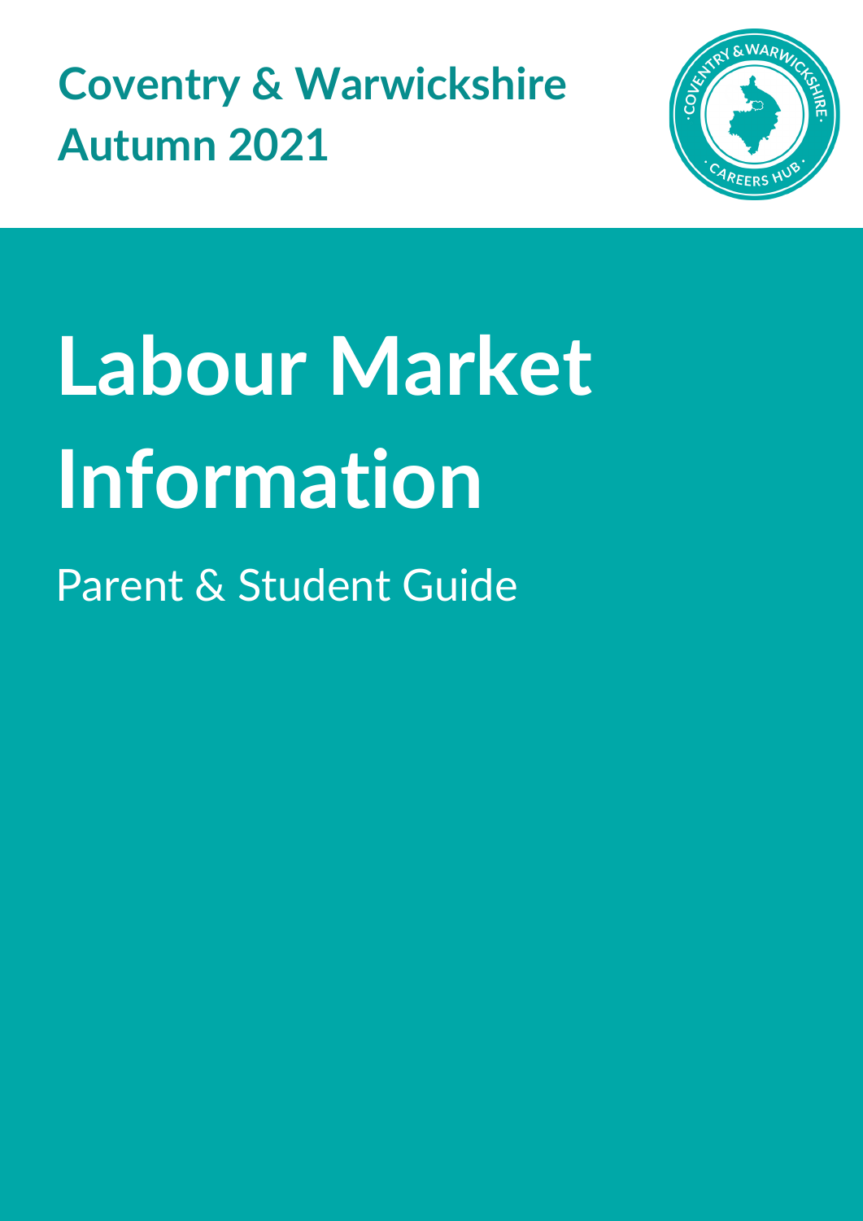**Coventry & Warwickshire**
**Autumn 2021**

# Labour Market Information

Parent & Student Guide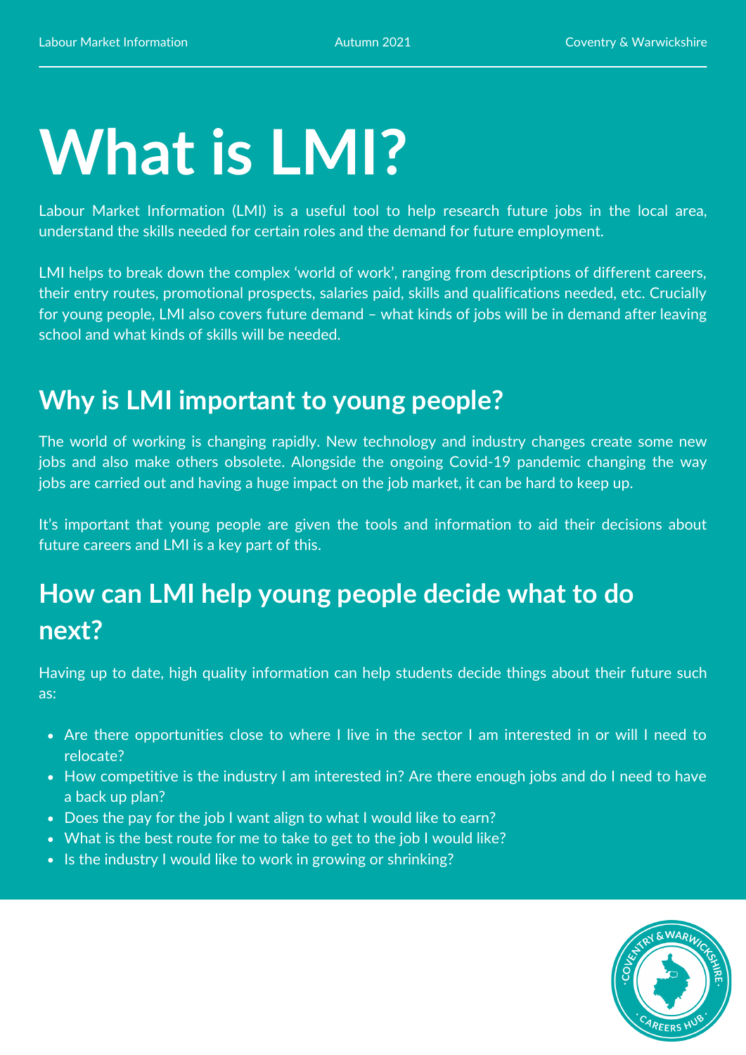# What is LMI?

Labour Market Information (LMI) is a useful tool to help research future jobs in the local area, understand the skills needed for certain roles and the demand for future employment.

LMI helps to break down the complex 'world of work', ranging from descriptions of different careers, their entry routes, promotional prospects, salaries paid, skills and qualifications needed, etc. Crucially for young people, LMI also covers future demand – what kinds of jobs will be in demand after leaving school and what kinds of skills will be needed.

## Why is LMI important to young people?

The world of working is changing rapidly. New technology and industry changes create some new jobs and also make others obsolete. Alongside the ongoing Covid-19 pandemic changing the way jobs are carried out and having a huge impact on the job market, it can be hard to keep up.

It's important that young people are given the tools and information to aid their decisions about future careers and LMI is a key part of this.

## How can LMI help young people decide what to do next?

Having up to date, high quality information can help students decide things about their future such as:

- Are there opportunities close to where I live in the sector I am interested in or will I need to relocate?
- How competitive is the industry I am interested in? Are there enough jobs and do I need to have a back up plan?
- Does the pay for the job I want align to what I would like to earn?
- What is the best route for me to take to get to the job I would like?
- Is the industry I would like to work in growing or shrinking?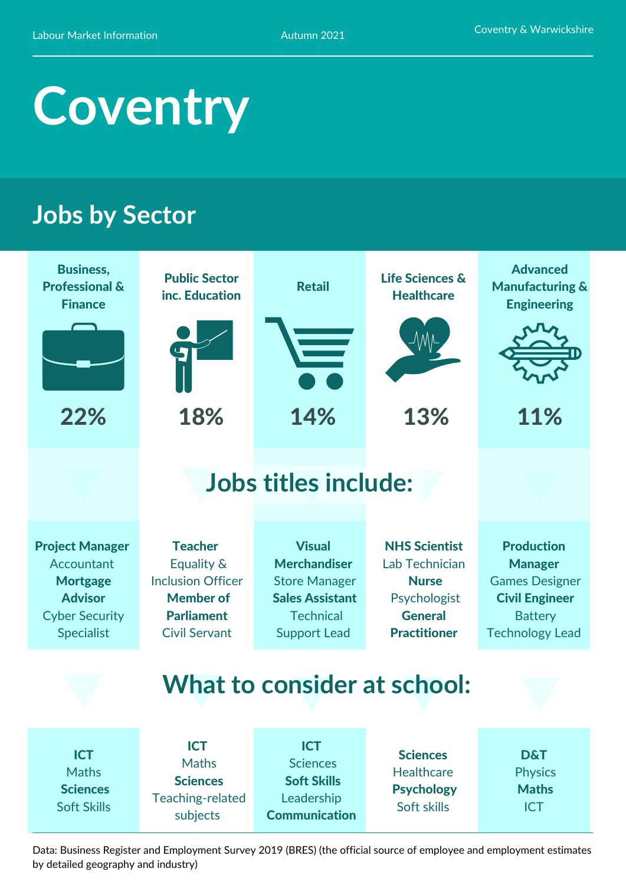Labour Market Information | Autumn 2021 | Coventry & Warwickshire

# Coventry

## Jobs by Sector

| Business, Professional & Finance | Public Sector inc. Education | Retail | Life Sciences & Healthcare | Advanced Manufacturing & Engineering |
|---|---|---|---|---|
| **22%** | **18%** | **14%** | **13%** | **11%** |

### Jobs titles include:

| Business, Professional & Finance | Public Sector inc. Education | Retail | Life Sciences & Healthcare | Advanced Manufacturing & Engineering |
|---|---|---|---|---|
| **Project Manager** | **Teacher** | **Visual Merchandiser** | **NHS Scientist** | **Production Manager** |
| Accountant | Equality & Inclusion Officer | Store Manager | Lab Technician | Games Designer |
| **Mortgage Advisor** | **Member of Parliament** | **Sales Assistant** | **Nurse** | **Civil Engineer** |
| Cyber Security Specialist | Civil Servant | Technical Support Lead | Psychologist | Battery Technology Lead |
| | | | **General Practitioner** | |

### What to consider at school:

| Business, Professional & Finance | Public Sector inc. Education | Retail | Life Sciences & Healthcare | Advanced Manufacturing & Engineering |
|---|---|---|---|---|
| **ICT** | **ICT** | **ICT** | **Sciences** | **D&T** |
| Maths | Maths | Sciences | Healthcare | Physics |
| **Sciences** | **Sciences** | **Soft Skills** | **Psychology** | **Maths** |
| Soft Skills | Teaching-related subjects | Leadership | Soft skills | ICT |
| | | **Communication** | | |

Data: Business Register and Employment Survey 2019 (BRES) (the official source of employee and employment estimates by detailed geography and industry)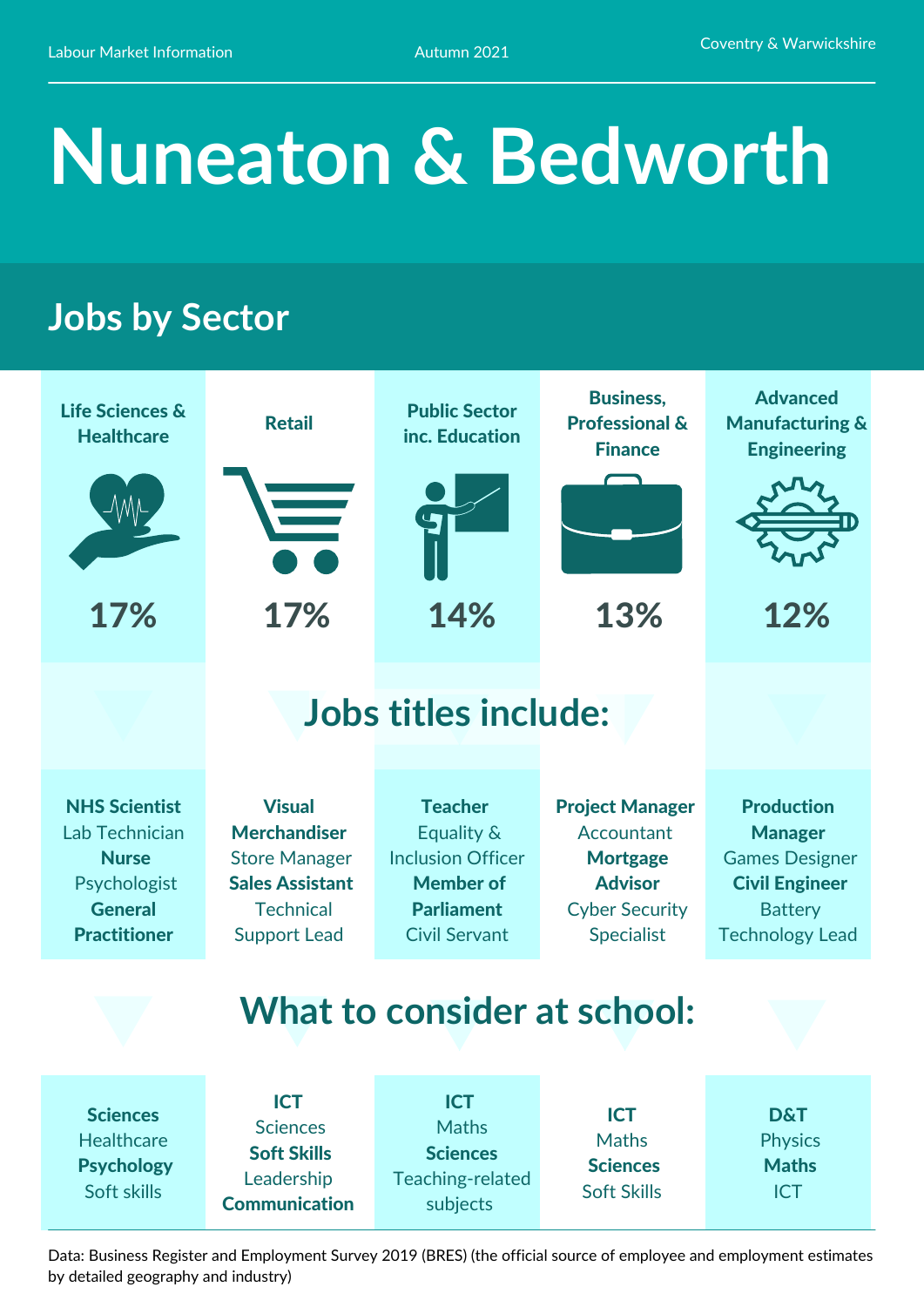Labour Market Information — Autumn 2021 — Coventry & Warwickshire

# Nuneaton & Bedworth

## Jobs by Sector

| | Life Sciences & Healthcare | Retail | Public Sector inc. Education | Business, Professional & Finance | Advanced Manufacturing & Engineering |
|---|---|---|---|---|---|
| **Share of jobs** | **17%** | **17%** | **14%** | **13%** | **12%** |
| **Jobs titles include:** | **NHS Scientist**<br>Lab Technician<br>**Nurse**<br>Psychologist<br>**General Practitioner** | **Visual Merchandiser**<br>Store Manager<br>**Sales Assistant**<br>Technical Support Lead | **Teacher**<br>Equality & Inclusion Officer<br>**Member of Parliament**<br>Civil Servant | **Project Manager**<br>Accountant<br>**Mortgage Advisor**<br>Cyber Security Specialist | **Production Manager**<br>Games Designer<br>**Civil Engineer**<br>Battery Technology Lead |
| **What to consider at school:** | **Sciences**<br>Healthcare<br>**Psychology**<br>Soft skills | **ICT**<br>Sciences<br>**Soft Skills**<br>Leadership<br>**Communication** | **ICT**<br>Maths<br>**Sciences**<br>Teaching-related subjects | **ICT**<br>Maths<br>**Sciences**<br>Soft Skills | **D&T**<br>Physics<br>**Maths**<br>ICT |

Data: Business Register and Employment Survey 2019 (BRES) (the official source of employee and employment estimates by detailed geography and industry)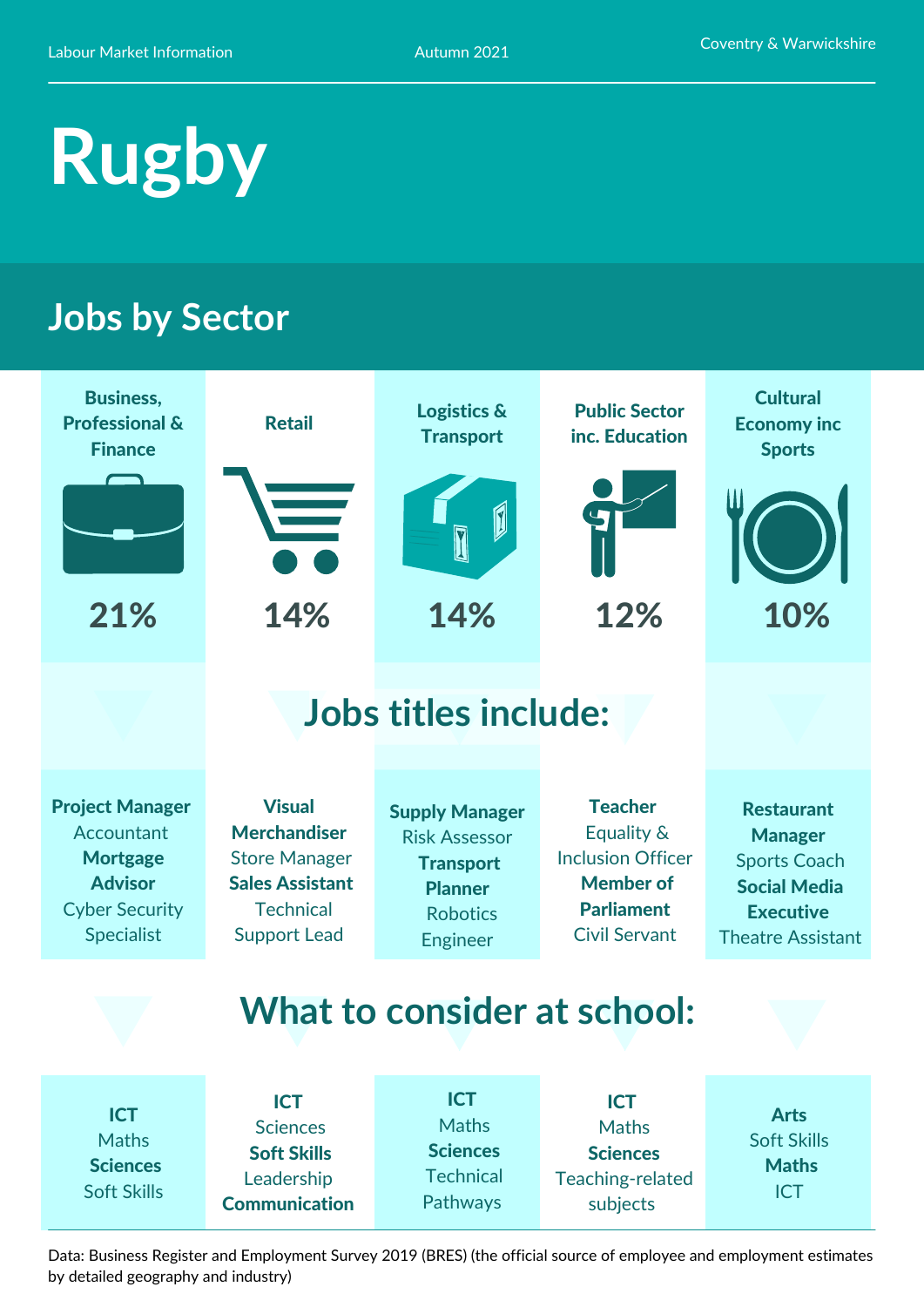Labour Market Information | Autumn 2021 | Coventry & Warwickshire

# Rugby

## Jobs by Sector

| Business, Professional & Finance | Retail | Logistics & Transport | Public Sector inc. Education | Cultural Economy inc Sports |
|---|---|---|---|---|
| 21% | 14% | 14% | 12% | 10% |

## Jobs titles include:

| Business, Professional & Finance | Retail | Logistics & Transport | Public Sector inc. Education | Cultural Economy inc Sports |
|---|---|---|---|---|
| **Project Manager** | **Visual Merchandiser** | **Supply Manager** | **Teacher** | **Restaurant Manager** |
| Accountant | Store Manager | Risk Assessor | Equality & Inclusion Officer | Sports Coach |
| **Mortgage Advisor** | **Sales Assistant** | **Transport Planner** | **Member of Parliament** | **Social Media Executive** |
| Cyber Security Specialist | Technical Support Lead | Robotics Engineer | Civil Servant | Theatre Assistant |

## What to consider at school:

| Business, Professional & Finance | Retail | Logistics & Transport | Public Sector inc. Education | Cultural Economy inc Sports |
|---|---|---|---|---|
| **ICT** | **ICT** | **ICT** | **ICT** | **Arts** |
| Maths | Sciences | Maths | Maths | Soft Skills |
| **Sciences** | **Soft Skills** | **Sciences** | **Sciences** | **Maths** |
| Soft Skills | Leadership | Technical Pathways | Teaching-related subjects | ICT |
| | **Communication** | | | |

Data: Business Register and Employment Survey 2019 (BRES) (the official source of employee and employment estimates by detailed geography and industry)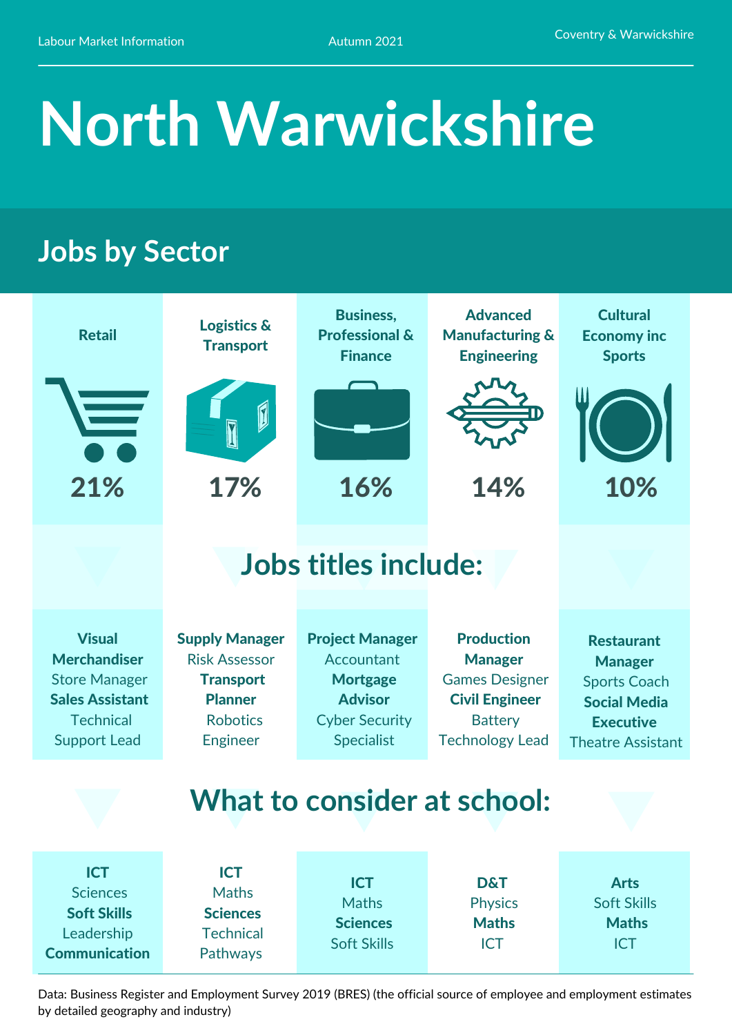Labour Market Information | Autumn 2021 | Coventry & Warwickshire

# North Warwickshire

## Jobs by Sector

| Retail | Logistics & Transport | Business, Professional & Finance | Advanced Manufacturing & Engineering | Cultural Economy inc Sports |
|---|---|---|---|---|
| 21% | 17% | 16% | 14% | 10% |

## Jobs titles include:

| Retail | Logistics & Transport | Business, Professional & Finance | Advanced Manufacturing & Engineering | Cultural Economy inc Sports |
|---|---|---|---|---|
| **Visual Merchandiser** | **Supply Manager** | **Project Manager** | **Production Manager** | **Restaurant Manager** |
| Store Manager | Risk Assessor | Accountant | Games Designer | Sports Coach |
| **Sales Assistant** | **Transport Planner** | **Mortgage Advisor** | **Civil Engineer** | **Social Media Executive** |
| Technical Support Lead | Robotics Engineer | Cyber Security Specialist | Battery Technology Lead | Theatre Assistant |

## What to consider at school:

| Retail | Logistics & Transport | Business, Professional & Finance | Advanced Manufacturing & Engineering | Cultural Economy inc Sports |
|---|---|---|---|---|
| **ICT** | **ICT** | **ICT** | **D&T** | **Arts** |
| Sciences | Maths | Maths | Physics | Soft Skills |
| **Soft Skills** | **Sciences** | **Sciences** | **Maths** | **Maths** |
| Leadership | Technical Pathways | Soft Skills | ICT | ICT |
| **Communication** | | | | |

Data: Business Register and Employment Survey 2019 (BRES) (the official source of employee and employment estimates by detailed geography and industry)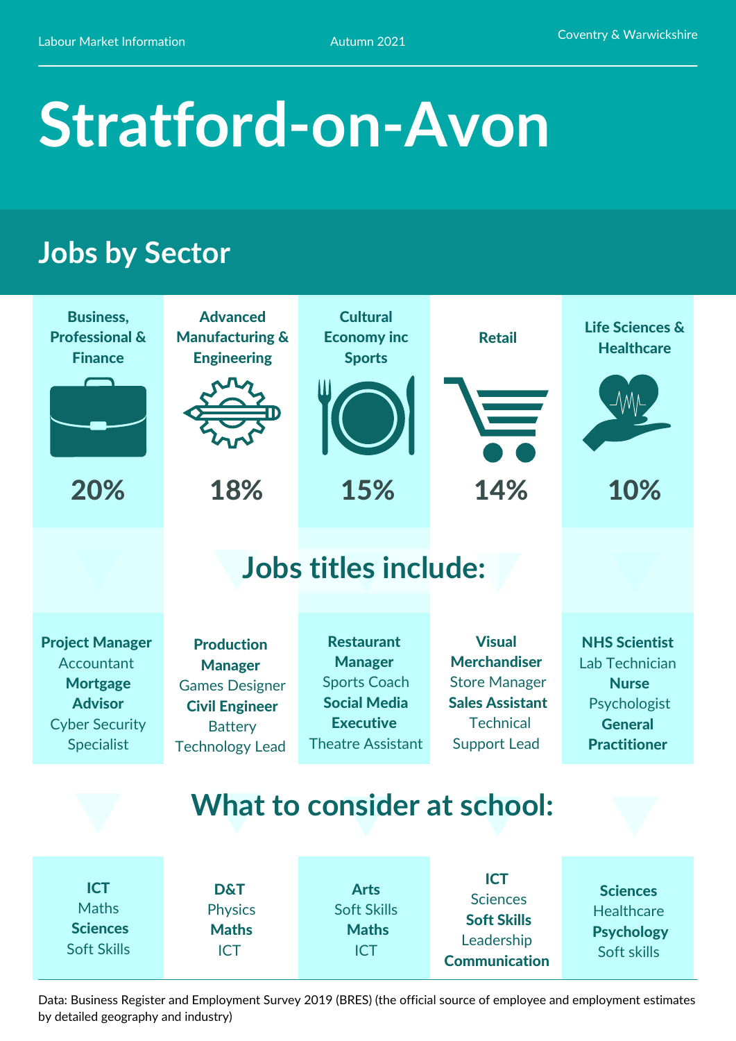Labour Market Information | Autumn 2021 | Coventry & Warwickshire

# Stratford-on-Avon

## Jobs by Sector

| Business, Professional & Finance | Advanced Manufacturing & Engineering | Cultural Economy inc Sports | Retail | Life Sciences & Healthcare |
|---|---|---|---|---|
| 20% | 18% | 15% | 14% | 10% |

## Jobs titles include:

| Business, Professional & Finance | Advanced Manufacturing & Engineering | Cultural Economy inc Sports | Retail | Life Sciences & Healthcare |
|---|---|---|---|---|
| **Project Manager** | **Production Manager** | **Restaurant Manager** | **Visual Merchandiser** | **NHS Scientist** |
| Accountant | Games Designer | Sports Coach | Store Manager | Lab Technician |
| **Mortgage Advisor** | **Civil Engineer** | **Social Media Executive** | **Sales Assistant** | **Nurse** |
| Cyber Security Specialist | Battery Technology Lead | Theatre Assistant | Technical Support Lead | Psychologist |
| | | | | **General Practitioner** |

## What to consider at school:

| Business, Professional & Finance | Advanced Manufacturing & Engineering | Cultural Economy inc Sports | Retail | Life Sciences & Healthcare |
|---|---|---|---|---|
| **ICT** | **D&T** | **Arts** | **ICT** | **Sciences** |
| Maths | Physics | Soft Skills | Sciences | Healthcare |
| **Sciences** | **Maths** | **Maths** | **Soft Skills** | **Psychology** |
| Soft Skills | ICT | ICT | Leadership | Soft skills |
| | | | **Communication** | |

Data: Business Register and Employment Survey 2019 (BRES) (the official source of employee and employment estimates by detailed geography and industry)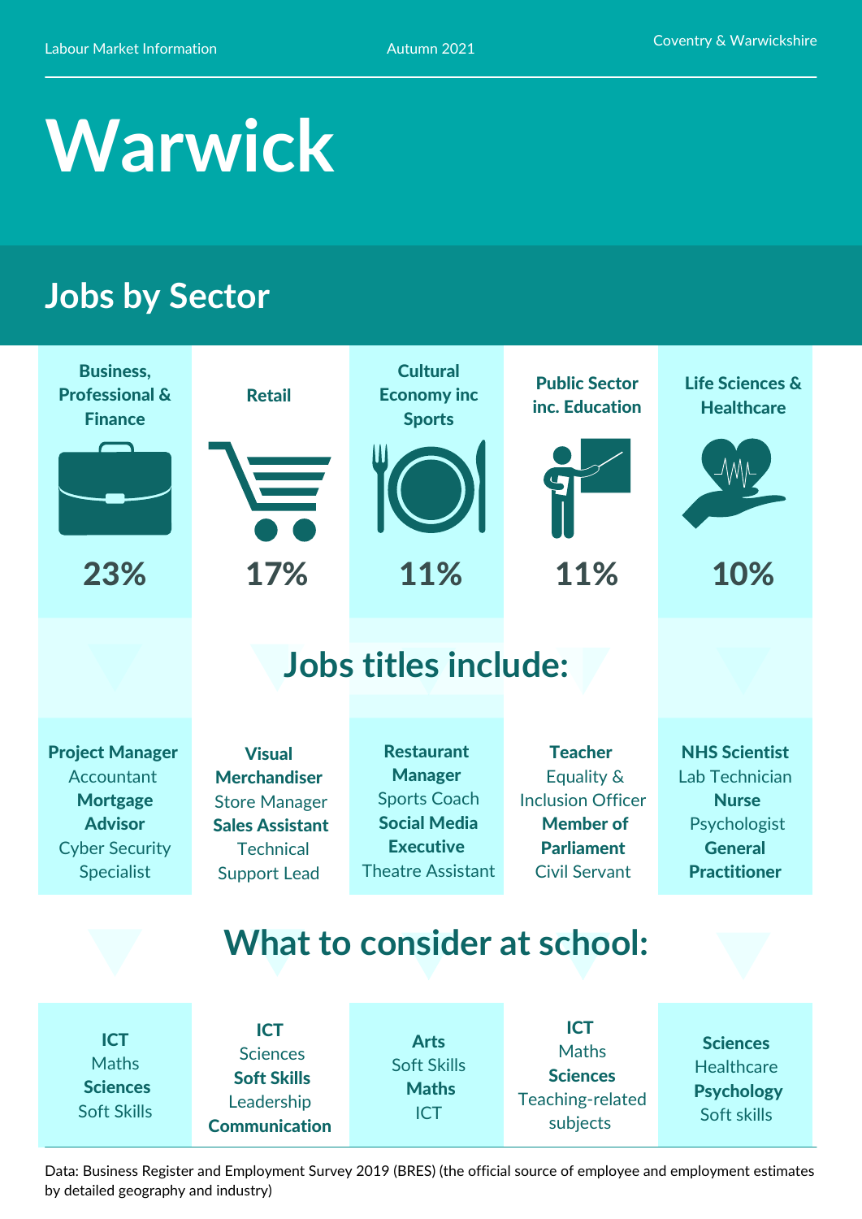Labour Market Information | Autumn 2021 | Coventry & Warwickshire

# Warwick

## Jobs by Sector

| Business, Professional & Finance | Retail | Cultural Economy inc Sports | Public Sector inc. Education | Life Sciences & Healthcare |
|---|---|---|---|---|
| 23% | 17% | 11% | 11% | 10% |

## Jobs titles include:

| Business, Professional & Finance | Retail | Cultural Economy inc Sports | Public Sector inc. Education | Life Sciences & Healthcare |
|---|---|---|---|---|
| **Project Manager** | **Visual Merchandiser** | **Restaurant Manager** | **Teacher** | **NHS Scientist** |
| Accountant | Store Manager | Sports Coach | Equality & Inclusion Officer | Lab Technician |
| **Mortgage Advisor** | **Sales Assistant** | **Social Media Executive** | **Member of Parliament** | **Nurse** |
| Cyber Security Specialist | Technical Support Lead | Theatre Assistant | Civil Servant | Psychologist |
| | | | | **General Practitioner** |

## What to consider at school:

| Business, Professional & Finance | Retail | Cultural Economy inc Sports | Public Sector inc. Education | Life Sciences & Healthcare |
|---|---|---|---|---|
| **ICT** | **ICT** | **Arts** | **ICT** | **Sciences** |
| Maths | Sciences | Soft Skills | Maths | Healthcare |
| **Sciences** | **Soft Skills** | **Maths** | **Sciences** | **Psychology** |
| Soft Skills | Leadership | ICT | Teaching-related subjects | Soft skills |
| | **Communication** | | | |

Data: Business Register and Employment Survey 2019 (BRES) (the official source of employee and employment estimates by detailed geography and industry)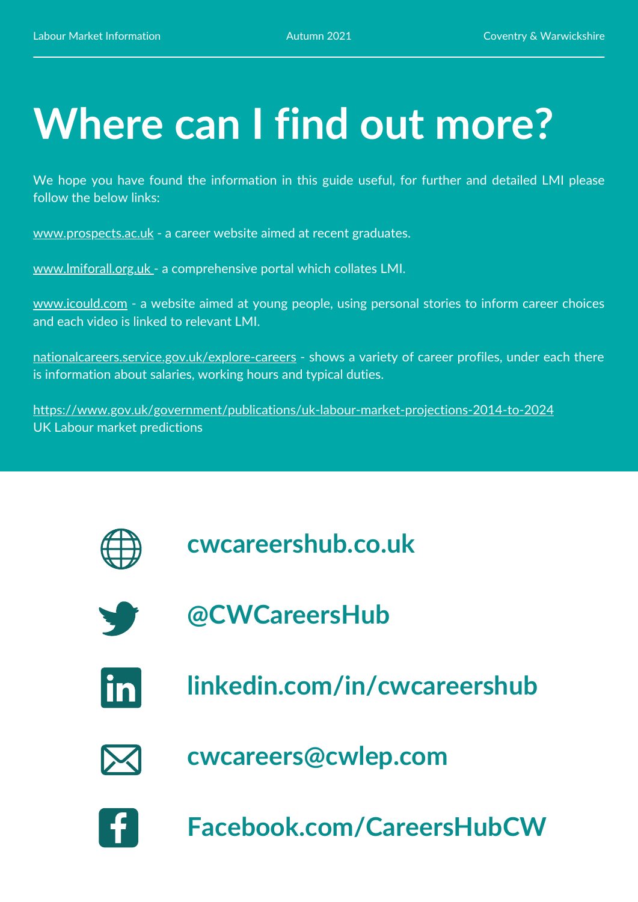# Where can I find out more?

We hope you have found the information in this guide useful, for further and detailed LMI please follow the below links:

www.prospects.ac.uk - a career website aimed at recent graduates.

www.lmiforall.org.uk - a comprehensive portal which collates LMI.

www.icould.com - a website aimed at young people, using personal stories to inform career choices and each video is linked to relevant LMI.

nationalcareers.service.gov.uk/explore-careers - shows a variety of career profiles, under each there is information about salaries, working hours and typical duties.

https://www.gov.uk/government/publications/uk-labour-market-projections-2014-to-2024
UK Labour market predictions

**cwcareershub.co.uk**

**@CWCareersHub**

**linkedin.com/in/cwcareershub**

**cwcareers@cwlep.com**

**Facebook.com/CareersHubCW**